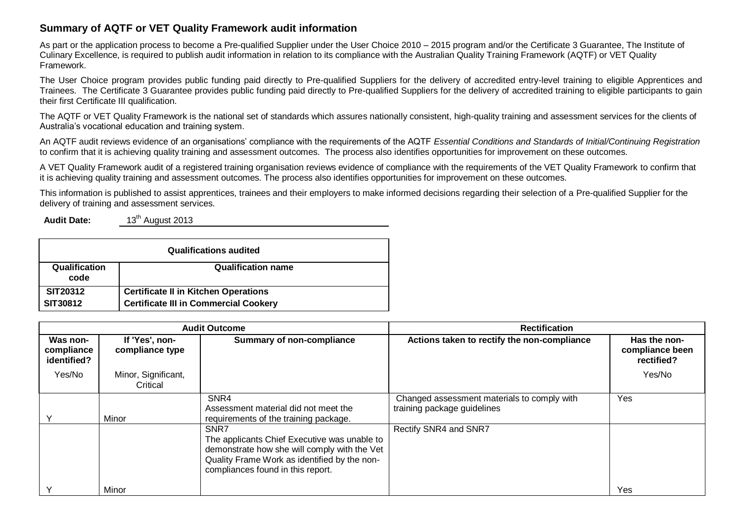## Summary of AQTF or VET Quality Framework audit information

As part or the application process to become a Pre-qualified Supplier under the User Choice 2010 – 2015 program and/or the Certificate 3 Guarantee, The Institute of Culinary Excellence, is required to publish audit information in relation to its compliance with the Australian Quality Training Framework (AQTF) or VET Quality Framework.

The User Choice program provides public funding paid directly to Pre-qualified Suppliers for the delivery of accredited entry-level training to eligible Apprentices and Trainees. The Certificate 3 Guarantee provides public funding paid directly to Pre-qualified Suppliers for the delivery of accredited training to eligible participants to gain their first Certificate III qualification.

The AQTF or VET Quality Framework is the national set of standards which assures nationally consistent, high-quality training and assessment services for the clients of Australia's vocational education and training system.

An AQTF audit reviews evidence of an organisations' compliance with the requirements of the AQTF *Essential Conditions and Standards of Initial/Continuing Registration* to confirm that it is achieving quality training and assessment outcomes. The process also identifies opportunities for improvement on these outcomes.

A VET Quality Framework audit of a registered training organisation reviews evidence of compliance with the requirements of the VET Quality Framework to confirm that it is achieving quality training and assessment outcomes. The process also identifies opportunities for improvement on these outcomes.

This information is published to assist apprentices, trainees and their employers to make informed decisions regarding their selection of a Pre-qualified Supplier for the delivery of training and assessment services.

**Audit Date:** 13th August 2013

| Qualifications audited | |
|---|---|
| **Qualification code** | **Qualification name** |
| **SIT20312** | **Certificate II in Kitchen Operations** |
| **SIT30812** | **Certificate III in Commercial Cookery** |

| Audit Outcome | | | Rectification | |
|---|---|---|---|---|
| **Was non-compliance identified?** Yes/No | **If 'Yes', non-compliance type** Minor, Significant, Critical | **Summary of non-compliance** | **Actions taken to rectify the non-compliance** | **Has the non-compliance been rectified?** Yes/No |
| Y | Minor | SNR4<br>Assessment material did not meet the requirements of the training package. | Changed assessment materials to comply with training package guidelines | Yes |
| Y | Minor | SNR7<br>The applicants Chief Executive was unable to demonstrate how she will comply with the Vet Quality Frame Work as identified by the non-compliances found in this report. | Rectify SNR4 and SNR7 | Yes |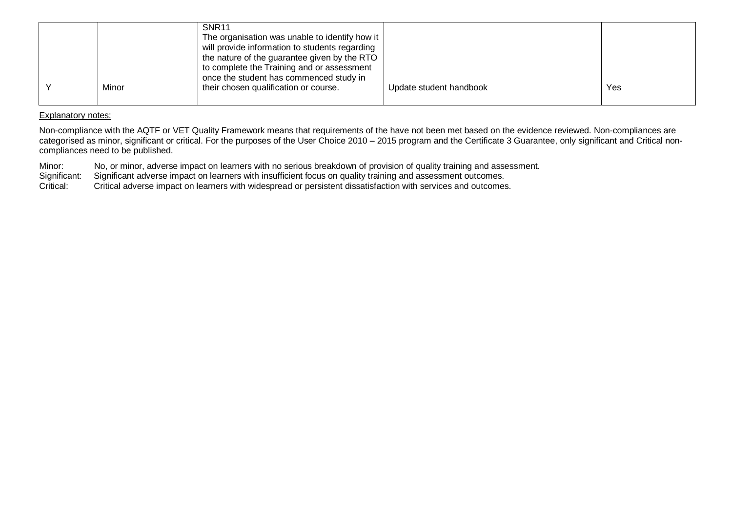| | | | | |
|---|---|---|---|---|
| Y | Minor | SNR11<br>The organisation was unable to identify how it will provide information to students regarding the nature of the guarantee given by the RTO to complete the Training and or assessment once the student has commenced study in their chosen qualification or course. | Update student handbook | Yes |
| | | | | |

Explanatory notes:

Non-compliance with the AQTF or VET Quality Framework means that requirements of the have not been met based on the evidence reviewed. Non-compliances are categorised as minor, significant or critical. For the purposes of the User Choice 2010 – 2015 program and the Certificate 3 Guarantee, only significant and Critical non-compliances need to be published.

Minor: No, or minor, adverse impact on learners with no serious breakdown of provision of quality training and assessment.
Significant: Significant adverse impact on learners with insufficient focus on quality training and assessment outcomes.
Critical: Critical adverse impact on learners with widespread or persistent dissatisfaction with services and outcomes.